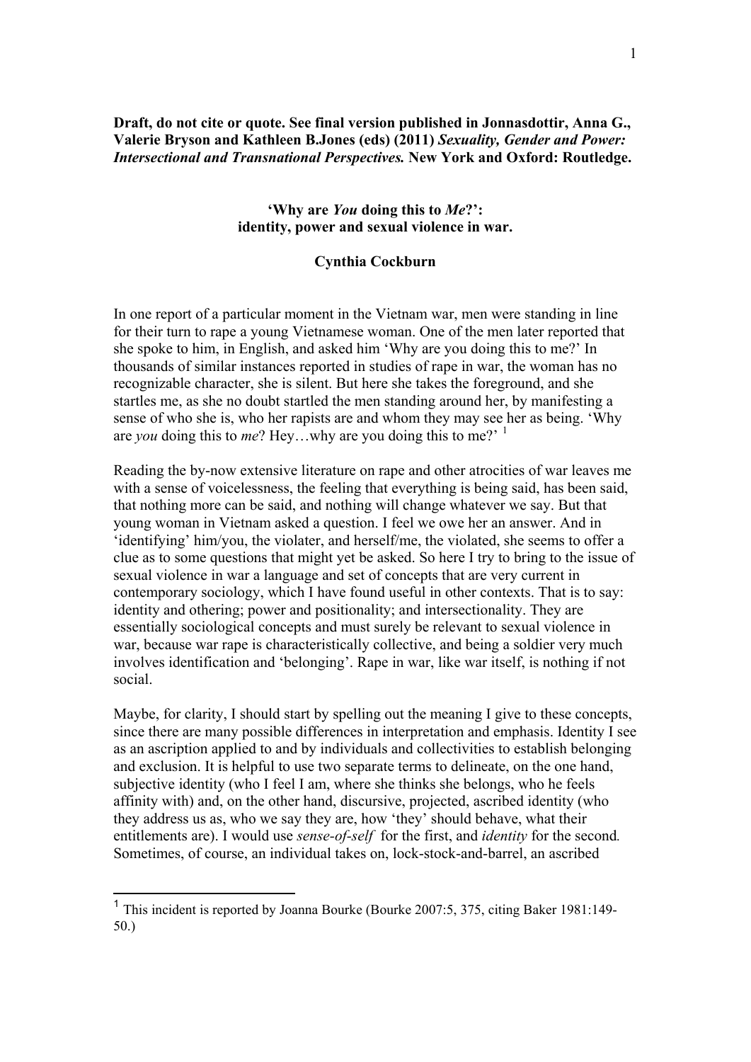**Draft, do not cite or quote. See final version published in Jonnasdottir, Anna G., Valerie Bryson and Kathleen B.Jones (eds) (2011) *Sexuality, Gender and Power: Intersectional and Transnational Perspectives.* New York and Oxford: Routledge.**

# 'Why are *You* doing this to *Me*?': identity, power and sexual violence in war.

**Cynthia Cockburn**

In one report of a particular moment in the Vietnam war, men were standing in line for their turn to rape a young Vietnamese woman. One of the men later reported that she spoke to him, in English, and asked him 'Why are you doing this to me?' In thousands of similar instances reported in studies of rape in war, the woman has no recognizable character, she is silent. But here she takes the foreground, and she startles me, as she no doubt startled the men standing around her, by manifesting a sense of who she is, who her rapists are and whom they may see her as being. 'Why are *you* doing this to *me*? Hey…why are you doing this to me?' [1]

Reading the by-now extensive literature on rape and other atrocities of war leaves me with a sense of voicelessness, the feeling that everything is being said, has been said, that nothing more can be said, and nothing will change whatever we say. But that young woman in Vietnam asked a question. I feel we owe her an answer. And in 'identifying' him/you, the violater, and herself/me, the violated, she seems to offer a clue as to some questions that might yet be asked. So here I try to bring to the issue of sexual violence in war a language and set of concepts that are very current in contemporary sociology, which I have found useful in other contexts. That is to say: identity and othering; power and positionality; and intersectionality. They are essentially sociological concepts and must surely be relevant to sexual violence in war, because war rape is characteristically collective, and being a soldier very much involves identification and 'belonging'. Rape in war, like war itself, is nothing if not social.

Maybe, for clarity, I should start by spelling out the meaning I give to these concepts, since there are many possible differences in interpretation and emphasis. Identity I see as an ascription applied to and by individuals and collectivities to establish belonging and exclusion. It is helpful to use two separate terms to delineate, on the one hand, subjective identity (who I feel I am, where she thinks she belongs, who he feels affinity with) and, on the other hand, discursive, projected, ascribed identity (who they address us as, who we say they are, how 'they' should behave, what their entitlements are). I would use *sense-of-self* for the first, and *identity* for the second. Sometimes, of course, an individual takes on, lock-stock-and-barrel, an ascribed

[1] This incident is reported by Joanna Bourke (Bourke 2007:5, 375, citing Baker 1981:149-50.)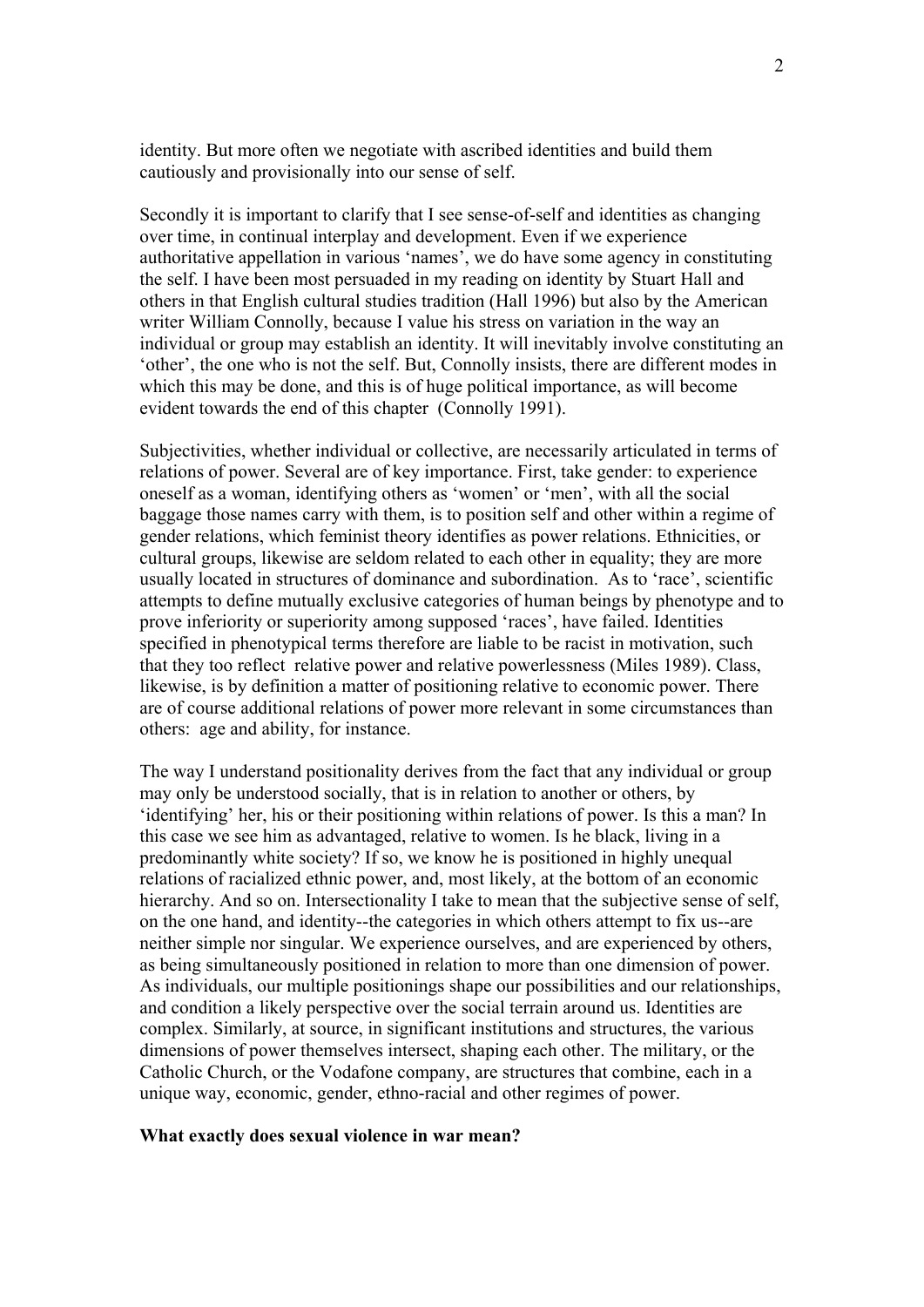identity. But more often we negotiate with ascribed identities and build them cautiously and provisionally into our sense of self.

Secondly it is important to clarify that I see sense-of-self and identities as changing over time, in continual interplay and development. Even if we experience authoritative appellation in various 'names', we do have some agency in constituting the self. I have been most persuaded in my reading on identity by Stuart Hall and others in that English cultural studies tradition (Hall 1996) but also by the American writer William Connolly, because I value his stress on variation in the way an individual or group may establish an identity. It will inevitably involve constituting an 'other', the one who is not the self. But, Connolly insists, there are different modes in which this may be done, and this is of huge political importance, as will become evident towards the end of this chapter (Connolly 1991).

Subjectivities, whether individual or collective, are necessarily articulated in terms of relations of power. Several are of key importance. First, take gender: to experience oneself as a woman, identifying others as 'women' or 'men', with all the social baggage those names carry with them, is to position self and other within a regime of gender relations, which feminist theory identifies as power relations. Ethnicities, or cultural groups, likewise are seldom related to each other in equality; they are more usually located in structures of dominance and subordination. As to 'race', scientific attempts to define mutually exclusive categories of human beings by phenotype and to prove inferiority or superiority among supposed 'races', have failed. Identities specified in phenotypical terms therefore are liable to be racist in motivation, such that they too reflect relative power and relative powerlessness (Miles 1989). Class, likewise, is by definition a matter of positioning relative to economic power. There are of course additional relations of power more relevant in some circumstances than others: age and ability, for instance.

The way I understand positionality derives from the fact that any individual or group may only be understood socially, that is in relation to another or others, by 'identifying' her, his or their positioning within relations of power. Is this a man? In this case we see him as advantaged, relative to women. Is he black, living in a predominantly white society? If so, we know he is positioned in highly unequal relations of racialized ethnic power, and, most likely, at the bottom of an economic hierarchy. And so on. Intersectionality I take to mean that the subjective sense of self, on the one hand, and identity--the categories in which others attempt to fix us--are neither simple nor singular. We experience ourselves, and are experienced by others, as being simultaneously positioned in relation to more than one dimension of power. As individuals, our multiple positionings shape our possibilities and our relationships, and condition a likely perspective over the social terrain around us. Identities are complex. Similarly, at source, in significant institutions and structures, the various dimensions of power themselves intersect, shaping each other. The military, or the Catholic Church, or the Vodafone company, are structures that combine, each in a unique way, economic, gender, ethno-racial and other regimes of power.

**What exactly does sexual violence in war mean?**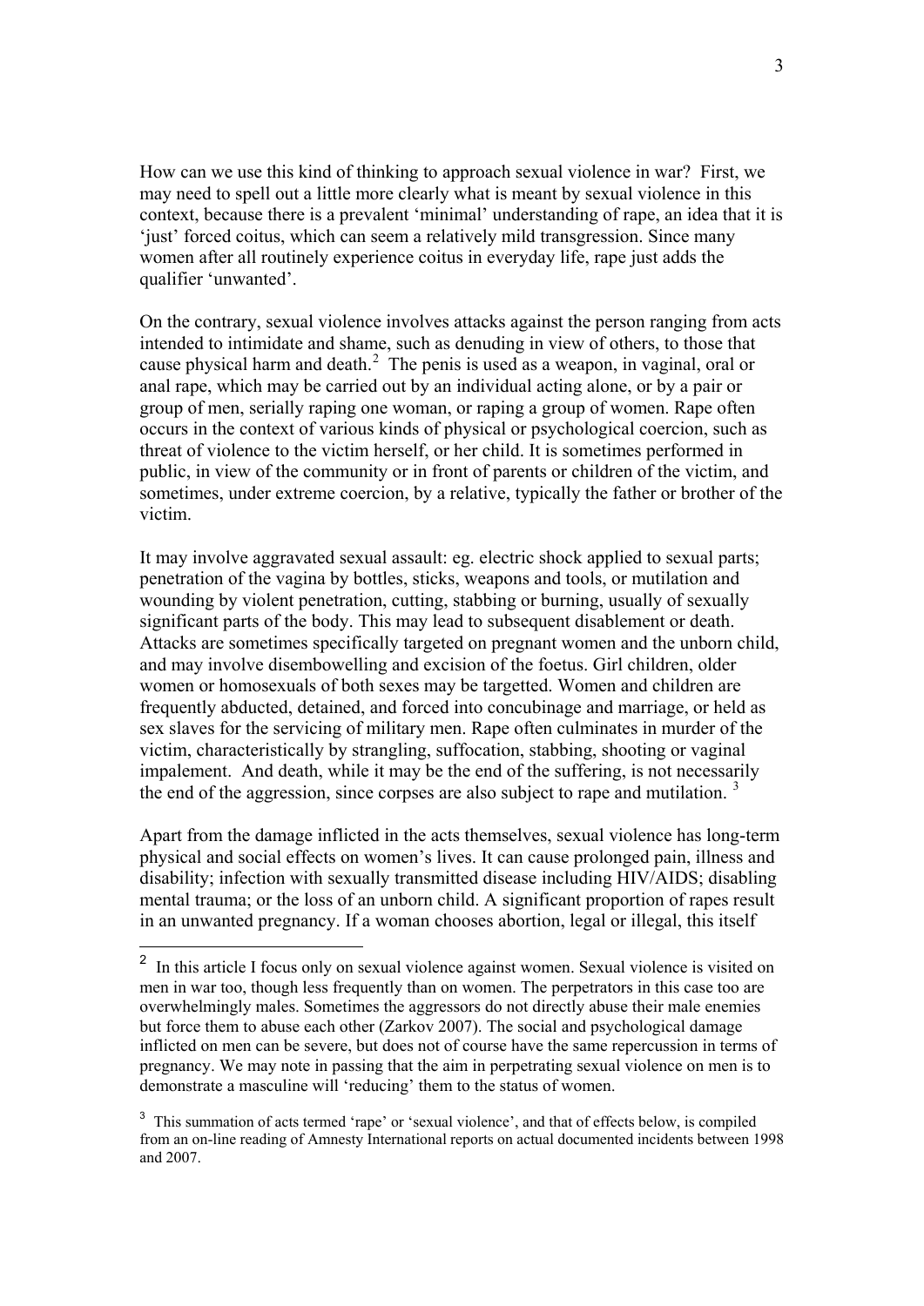How can we use this kind of thinking to approach sexual violence in war? First, we may need to spell out a little more clearly what is meant by sexual violence in this context, because there is a prevalent 'minimal' understanding of rape, an idea that it is 'just' forced coitus, which can seem a relatively mild transgression. Since many women after all routinely experience coitus in everyday life, rape just adds the qualifier 'unwanted'.

On the contrary, sexual violence involves attacks against the person ranging from acts intended to intimidate and shame, such as denuding in view of others, to those that cause physical harm and death.[2] The penis is used as a weapon, in vaginal, oral or anal rape, which may be carried out by an individual acting alone, or by a pair or group of men, serially raping one woman, or raping a group of women. Rape often occurs in the context of various kinds of physical or psychological coercion, such as threat of violence to the victim herself, or her child. It is sometimes performed in public, in view of the community or in front of parents or children of the victim, and sometimes, under extreme coercion, by a relative, typically the father or brother of the victim.

It may involve aggravated sexual assault: eg. electric shock applied to sexual parts; penetration of the vagina by bottles, sticks, weapons and tools, or mutilation and wounding by violent penetration, cutting, stabbing or burning, usually of sexually significant parts of the body. This may lead to subsequent disablement or death. Attacks are sometimes specifically targeted on pregnant women and the unborn child, and may involve disembowelling and excision of the foetus. Girl children, older women or homosexuals of both sexes may be targetted. Women and children are frequently abducted, detained, and forced into concubinage and marriage, or held as sex slaves for the servicing of military men. Rape often culminates in murder of the victim, characteristically by strangling, suffocation, stabbing, shooting or vaginal impalement. And death, while it may be the end of the suffering, is not necessarily the end of the aggression, since corpses are also subject to rape and mutilation.[3]

Apart from the damage inflicted in the acts themselves, sexual violence has long-term physical and social effects on women's lives. It can cause prolonged pain, illness and disability; infection with sexually transmitted disease including HIV/AIDS; disabling mental trauma; or the loss of an unborn child. A significant proportion of rapes result in an unwanted pregnancy. If a woman chooses abortion, legal or illegal, this itself

---

[2] In this article I focus only on sexual violence against women. Sexual violence is visited on men in war too, though less frequently than on women. The perpetrators in this case too are overwhelmingly males. Sometimes the aggressors do not directly abuse their male enemies but force them to abuse each other (Zarkov 2007). The social and psychological damage inflicted on men can be severe, but does not of course have the same repercussion in terms of pregnancy. We may note in passing that the aim in perpetrating sexual violence on men is to demonstrate a masculine will 'reducing' them to the status of women.

[3] This summation of acts termed 'rape' or 'sexual violence', and that of effects below, is compiled from an on-line reading of Amnesty International reports on actual documented incidents between 1998 and 2007.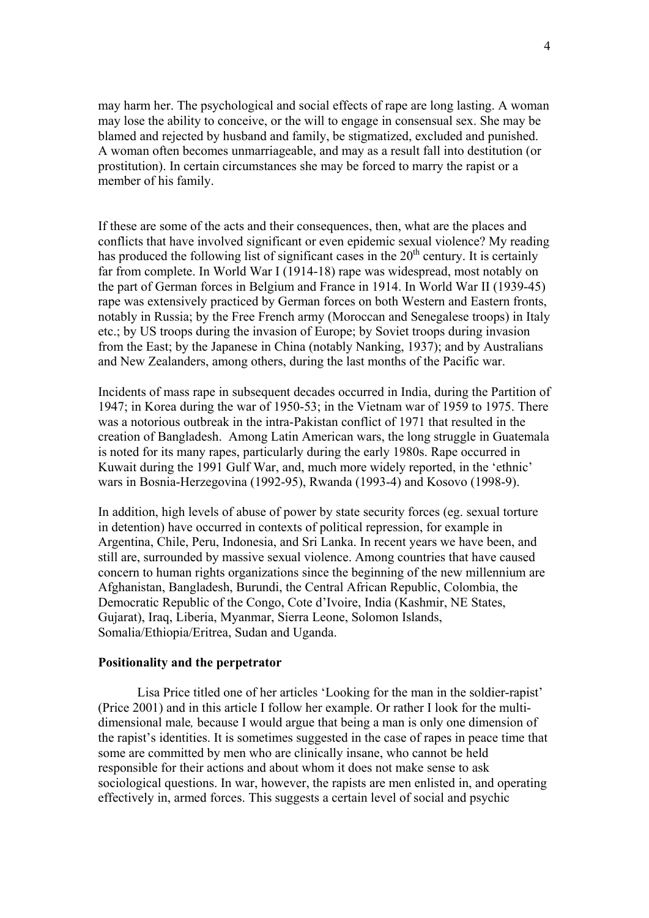may harm her. The psychological and social effects of rape are long lasting. A woman may lose the ability to conceive, or the will to engage in consensual sex. She may be blamed and rejected by husband and family, be stigmatized, excluded and punished. A woman often becomes unmarriageable, and may as a result fall into destitution (or prostitution). In certain circumstances she may be forced to marry the rapist or a member of his family.

If these are some of the acts and their consequences, then, what are the places and conflicts that have involved significant or even epidemic sexual violence? My reading has produced the following list of significant cases in the 20th century. It is certainly far from complete. In World War I (1914-18) rape was widespread, most notably on the part of German forces in Belgium and France in 1914. In World War II (1939-45) rape was extensively practiced by German forces on both Western and Eastern fronts, notably in Russia; by the Free French army (Moroccan and Senegalese troops) in Italy etc.; by US troops during the invasion of Europe; by Soviet troops during invasion from the East; by the Japanese in China (notably Nanking, 1937); and by Australians and New Zealanders, among others, during the last months of the Pacific war.

Incidents of mass rape in subsequent decades occurred in India, during the Partition of 1947; in Korea during the war of 1950-53; in the Vietnam war of 1959 to 1975. There was a notorious outbreak in the intra-Pakistan conflict of 1971 that resulted in the creation of Bangladesh. Among Latin American wars, the long struggle in Guatemala is noted for its many rapes, particularly during the early 1980s. Rape occurred in Kuwait during the 1991 Gulf War, and, much more widely reported, in the 'ethnic' wars in Bosnia-Herzegovina (1992-95), Rwanda (1993-4) and Kosovo (1998-9).

In addition, high levels of abuse of power by state security forces (eg. sexual torture in detention) have occurred in contexts of political repression, for example in Argentina, Chile, Peru, Indonesia, and Sri Lanka. In recent years we have been, and still are, surrounded by massive sexual violence. Among countries that have caused concern to human rights organizations since the beginning of the new millennium are Afghanistan, Bangladesh, Burundi, the Central African Republic, Colombia, the Democratic Republic of the Congo, Cote d'Ivoire, India (Kashmir, NE States, Gujarat), Iraq, Liberia, Myanmar, Sierra Leone, Solomon Islands, Somalia/Ethiopia/Eritrea, Sudan and Uganda.

**Positionality and the perpetrator**

Lisa Price titled one of her articles 'Looking for the man in the soldier-rapist' (Price 2001) and in this article I follow her example. Or rather I look for the multi-dimensional male*,* because I would argue that being a man is only one dimension of the rapist's identities. It is sometimes suggested in the case of rapes in peace time that some are committed by men who are clinically insane, who cannot be held responsible for their actions and about whom it does not make sense to ask sociological questions. In war, however, the rapists are men enlisted in, and operating effectively in, armed forces. This suggests a certain level of social and psychic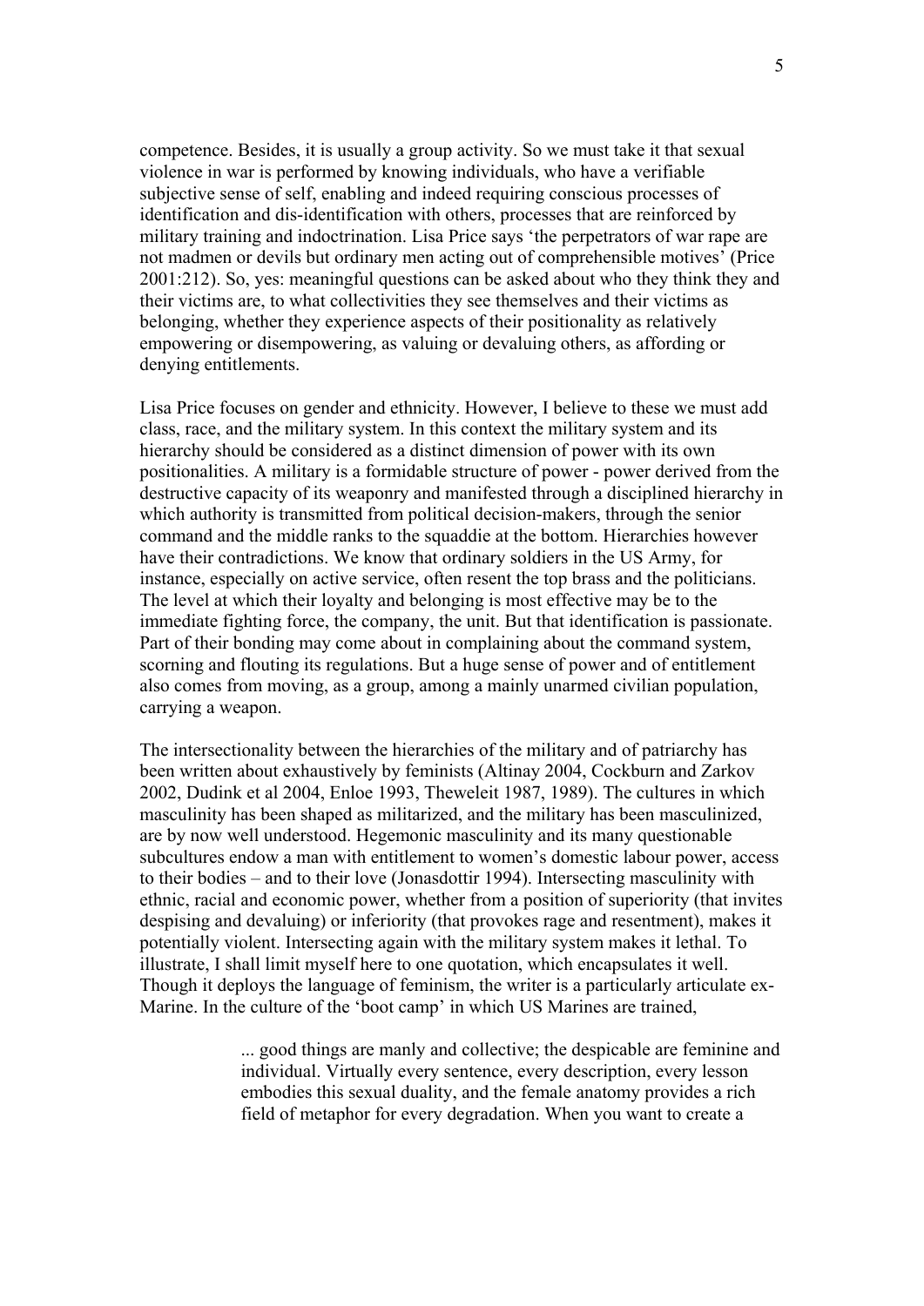competence. Besides, it is usually a group activity. So we must take it that sexual violence in war is performed by knowing individuals, who have a verifiable subjective sense of self, enabling and indeed requiring conscious processes of identification and dis-identification with others, processes that are reinforced by military training and indoctrination. Lisa Price says 'the perpetrators of war rape are not madmen or devils but ordinary men acting out of comprehensible motives' (Price 2001:212). So, yes: meaningful questions can be asked about who they think they and their victims are, to what collectivities they see themselves and their victims as belonging, whether they experience aspects of their positionality as relatively empowering or disempowering, as valuing or devaluing others, as affording or denying entitlements.

Lisa Price focuses on gender and ethnicity. However, I believe to these we must add class, race, and the military system. In this context the military system and its hierarchy should be considered as a distinct dimension of power with its own positionalities. A military is a formidable structure of power - power derived from the destructive capacity of its weaponry and manifested through a disciplined hierarchy in which authority is transmitted from political decision-makers, through the senior command and the middle ranks to the squaddie at the bottom. Hierarchies however have their contradictions. We know that ordinary soldiers in the US Army, for instance, especially on active service, often resent the top brass and the politicians. The level at which their loyalty and belonging is most effective may be to the immediate fighting force, the company, the unit. But that identification is passionate. Part of their bonding may come about in complaining about the command system, scorning and flouting its regulations. But a huge sense of power and of entitlement also comes from moving, as a group, among a mainly unarmed civilian population, carrying a weapon.

The intersectionality between the hierarchies of the military and of patriarchy has been written about exhaustively by feminists (Altinay 2004, Cockburn and Zarkov 2002, Dudink et al 2004, Enloe 1993, Theweleit 1987, 1989). The cultures in which masculinity has been shaped as militarized, and the military has been masculinized, are by now well understood. Hegemonic masculinity and its many questionable subcultures endow a man with entitlement to women's domestic labour power, access to their bodies – and to their love (Jonasdottir 1994). Intersecting masculinity with ethnic, racial and economic power, whether from a position of superiority (that invites despising and devaluing) or inferiority (that provokes rage and resentment), makes it potentially violent. Intersecting again with the military system makes it lethal. To illustrate, I shall limit myself here to one quotation, which encapsulates it well. Though it deploys the language of feminism, the writer is a particularly articulate ex-Marine. In the culture of the 'boot camp' in which US Marines are trained,

> ... good things are manly and collective; the despicable are feminine and individual. Virtually every sentence, every description, every lesson embodies this sexual duality, and the female anatomy provides a rich field of metaphor for every degradation. When you want to create a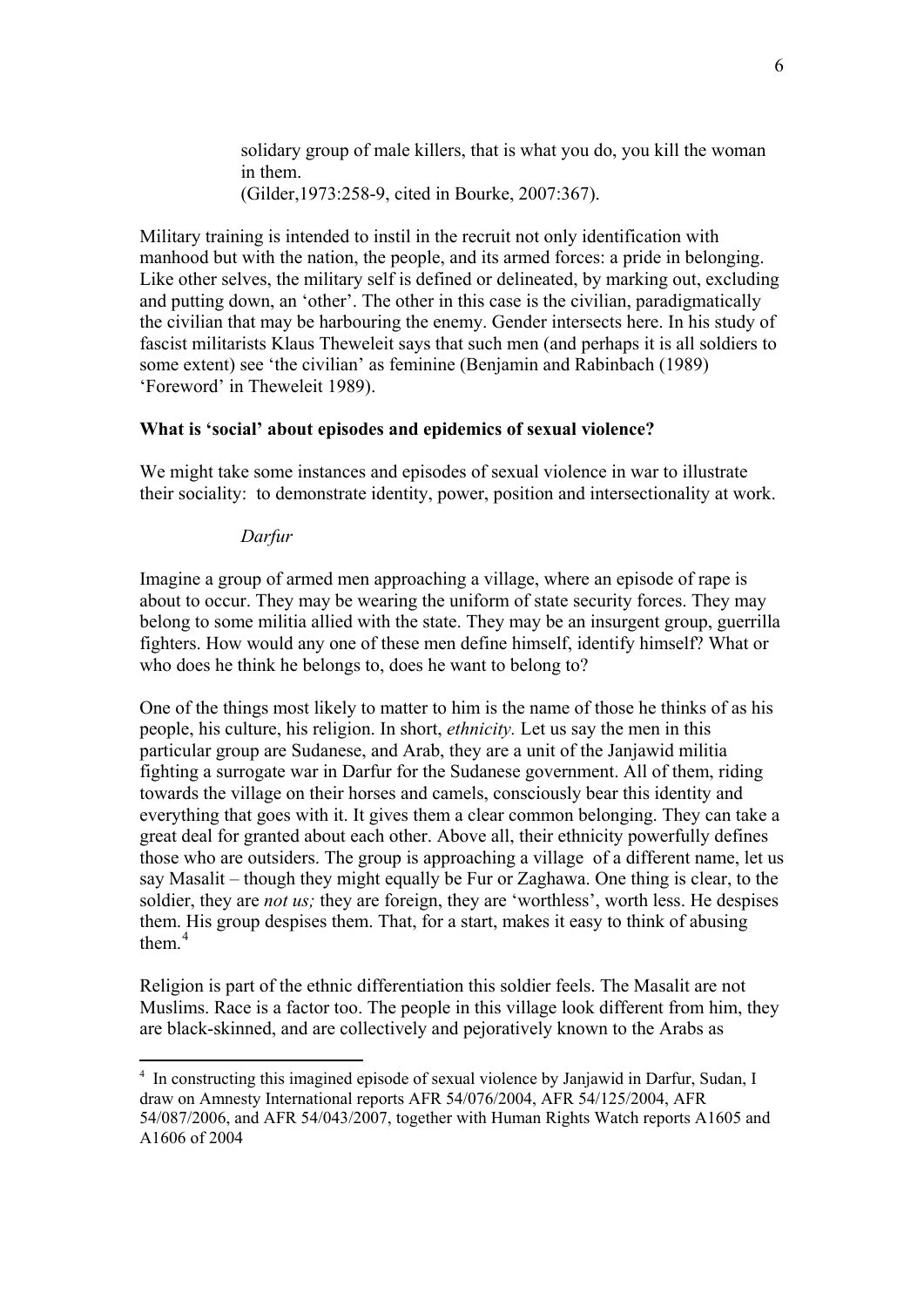> solidary group of male killers, that is what you do, you kill the woman in them.
> (Gilder,1973:258-9, cited in Bourke, 2007:367).

Military training is intended to instil in the recruit not only identification with manhood but with the nation, the people, and its armed forces: a pride in belonging. Like other selves, the military self is defined or delineated, by marking out, excluding and putting down, an 'other'. The other in this case is the civilian, paradigmatically the civilian that may be harbouring the enemy. Gender intersects here. In his study of fascist militarists Klaus Theweleit says that such men (and perhaps it is all soldiers to some extent) see 'the civilian' as feminine (Benjamin and Rabinbach (1989) 'Foreword' in Theweleit 1989).

**What is 'social' about episodes and epidemics of sexual violence?**

We might take some instances and episodes of sexual violence in war to illustrate their sociality: to demonstrate identity, power, position and intersectionality at work.

*Darfur*

Imagine a group of armed men approaching a village, where an episode of rape is about to occur. They may be wearing the uniform of state security forces. They may belong to some militia allied with the state. They may be an insurgent group, guerrilla fighters. How would any one of these men define himself, identify himself? What or who does he think he belongs to, does he want to belong to?

One of the things most likely to matter to him is the name of those he thinks of as his people, his culture, his religion. In short, *ethnicity.* Let us say the men in this particular group are Sudanese, and Arab, they are a unit of the Janjawid militia fighting a surrogate war in Darfur for the Sudanese government. All of them, riding towards the village on their horses and camels, consciously bear this identity and everything that goes with it. It gives them a clear common belonging. They can take a great deal for granted about each other. Above all, their ethnicity powerfully defines those who are outsiders. The group is approaching a village of a different name, let us say Masalit – though they might equally be Fur or Zaghawa. One thing is clear, to the soldier, they are *not us;* they are foreign, they are 'worthless', worth less. He despises them. His group despises them. That, for a start, makes it easy to think of abusing them.[4]

Religion is part of the ethnic differentiation this soldier feels. The Masalit are not Muslims. Race is a factor too. The people in this village look different from him, they are black-skinned, and are collectively and pejoratively known to the Arabs as

---

[4] In constructing this imagined episode of sexual violence by Janjawid in Darfur, Sudan, I draw on Amnesty International reports AFR 54/076/2004, AFR 54/125/2004, AFR 54/087/2006, and AFR 54/043/2007, together with Human Rights Watch reports A1605 and A1606 of 2004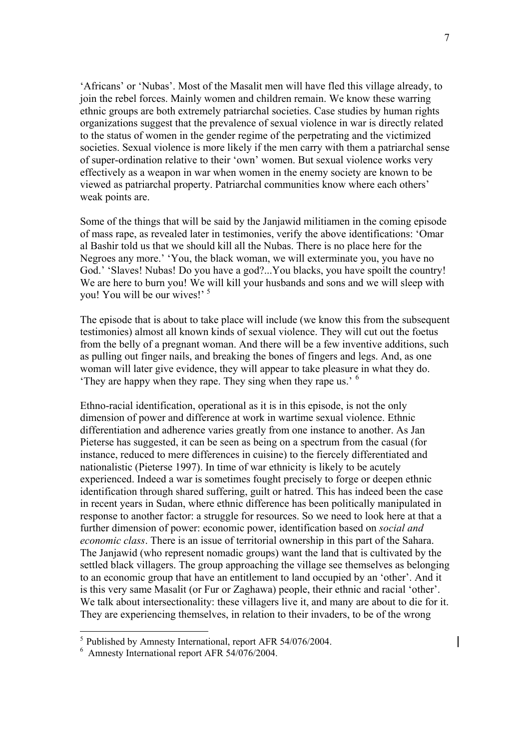'Africans' or 'Nubas'. Most of the Masalit men will have fled this village already, to join the rebel forces. Mainly women and children remain. We know these warring ethnic groups are both extremely patriarchal societies. Case studies by human rights organizations suggest that the prevalence of sexual violence in war is directly related to the status of women in the gender regime of the perpetrating and the victimized societies. Sexual violence is more likely if the men carry with them a patriarchal sense of super-ordination relative to their 'own' women. But sexual violence works very effectively as a weapon in war when women in the enemy society are known to be viewed as patriarchal property. Patriarchal communities know where each others' weak points are.

Some of the things that will be said by the Janjawid militiamen in the coming episode of mass rape, as revealed later in testimonies, verify the above identifications: 'Omar al Bashir told us that we should kill all the Nubas. There is no place here for the Negroes any more.' 'You, the black woman, we will exterminate you, you have no God.' 'Slaves! Nubas! Do you have a god?...You blacks, you have spoilt the country! We are here to burn you! We will kill your husbands and sons and we will sleep with you! You will be our wives!' [5]

The episode that is about to take place will include (we know this from the subsequent testimonies) almost all known kinds of sexual violence. They will cut out the foetus from the belly of a pregnant woman. And there will be a few inventive additions, such as pulling out finger nails, and breaking the bones of fingers and legs. And, as one woman will later give evidence, they will appear to take pleasure in what they do. 'They are happy when they rape. They sing when they rape us.' [6]

Ethno-racial identification, operational as it is in this episode, is not the only dimension of power and difference at work in wartime sexual violence. Ethnic differentiation and adherence varies greatly from one instance to another. As Jan Pieterse has suggested, it can be seen as being on a spectrum from the casual (for instance, reduced to mere differences in cuisine) to the fiercely differentiated and nationalistic (Pieterse 1997). In time of war ethnicity is likely to be acutely experienced. Indeed a war is sometimes fought precisely to forge or deepen ethnic identification through shared suffering, guilt or hatred. This has indeed been the case in recent years in Sudan, where ethnic difference has been politically manipulated in response to another factor: a struggle for resources. So we need to look here at that a further dimension of power: economic power, identification based on *social and economic class*. There is an issue of territorial ownership in this part of the Sahara. The Janjawid (who represent nomadic groups) want the land that is cultivated by the settled black villagers. The group approaching the village see themselves as belonging to an economic group that have an entitlement to land occupied by an 'other'. And it is this very same Masalit (or Fur or Zaghawa) people, their ethnic and racial 'other'. We talk about intersectionality: these villagers live it, and many are about to die for it. They are experiencing themselves, in relation to their invaders, to be of the wrong

---

[5] Published by Amnesty International, report AFR 54/076/2004.

[6] Amnesty International report AFR 54/076/2004.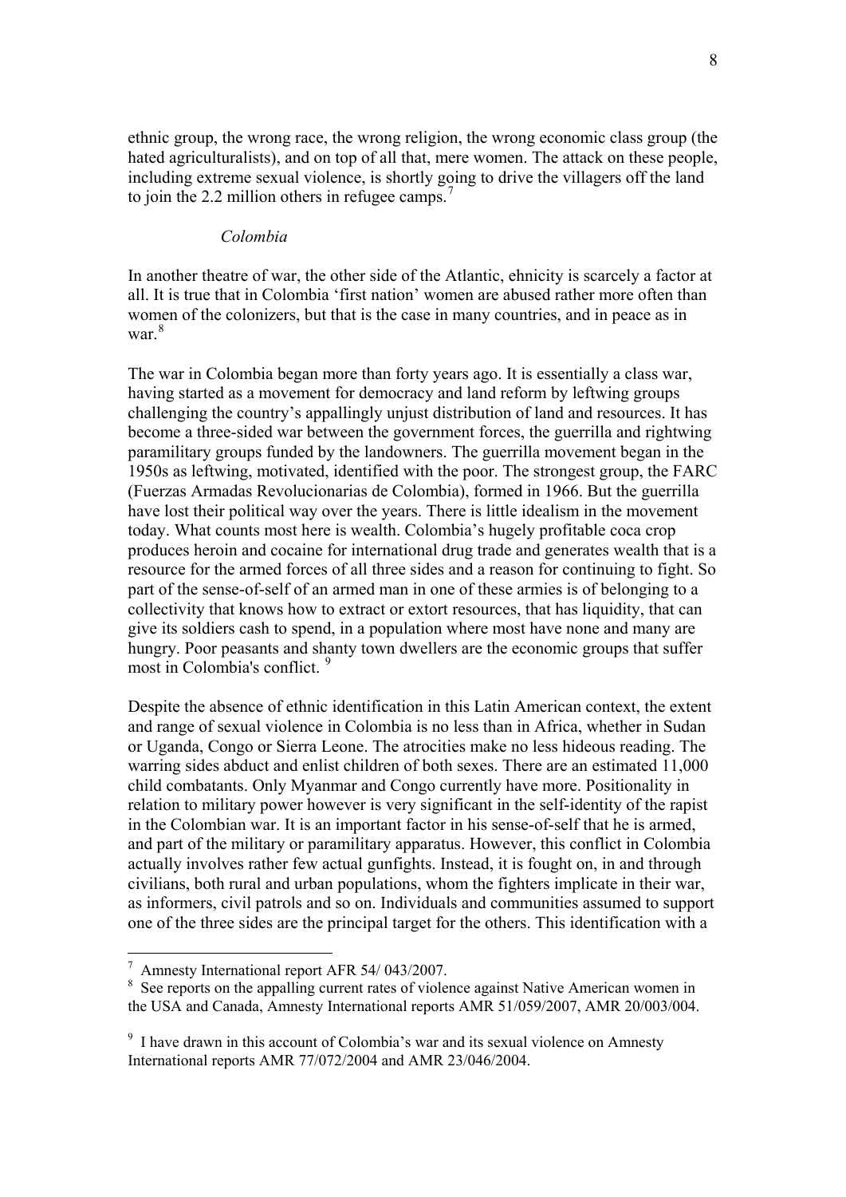ethnic group, the wrong race, the wrong religion, the wrong economic class group (the hated agriculturalists), and on top of all that, mere women. The attack on these people, including extreme sexual violence, is shortly going to drive the villagers off the land to join the 2.2 million others in refugee camps.[7]

*Colombia*

In another theatre of war, the other side of the Atlantic, ethnicity is scarcely a factor at all. It is true that in Colombia 'first nation' women are abused rather more often than women of the colonizers, but that is the case in many countries, and in peace as in war.[8]

The war in Colombia began more than forty years ago. It is essentially a class war, having started as a movement for democracy and land reform by leftwing groups challenging the country's appallingly unjust distribution of land and resources. It has become a three-sided war between the government forces, the guerrilla and rightwing paramilitary groups funded by the landowners. The guerrilla movement began in the 1950s as leftwing, motivated, identified with the poor. The strongest group, the FARC (Fuerzas Armadas Revolucionarias de Colombia), formed in 1966. But the guerrilla have lost their political way over the years. There is little idealism in the movement today. What counts most here is wealth. Colombia's hugely profitable coca crop produces heroin and cocaine for international drug trade and generates wealth that is a resource for the armed forces of all three sides and a reason for continuing to fight. So part of the sense-of-self of an armed man in one of these armies is of belonging to a collectivity that knows how to extract or extort resources, that has liquidity, that can give its soldiers cash to spend, in a population where most have none and many are hungry. Poor peasants and shanty town dwellers are the economic groups that suffer most in Colombia's conflict.[9]

Despite the absence of ethnic identification in this Latin American context, the extent and range of sexual violence in Colombia is no less than in Africa, whether in Sudan or Uganda, Congo or Sierra Leone. The atrocities make no less hideous reading. The warring sides abduct and enlist children of both sexes. There are an estimated 11,000 child combatants. Only Myanmar and Congo currently have more. Positionality in relation to military power however is very significant in the self-identity of the rapist in the Colombian war. It is an important factor in his sense-of-self that he is armed, and part of the military or paramilitary apparatus. However, this conflict in Colombia actually involves rather few actual gunfights. Instead, it is fought on, in and through civilians, both rural and urban populations, whom the fighters implicate in their war, as informers, civil patrols and so on. Individuals and communities assumed to support one of the three sides are the principal target for the others. This identification with a

---

[7] Amnesty International report AFR 54/ 043/2007.

[8] See reports on the appalling current rates of violence against Native American women in the USA and Canada, Amnesty International reports AMR 51/059/2007, AMR 20/003/004.

[9] I have drawn in this account of Colombia's war and its sexual violence on Amnesty International reports AMR 77/072/2004 and AMR 23/046/2004.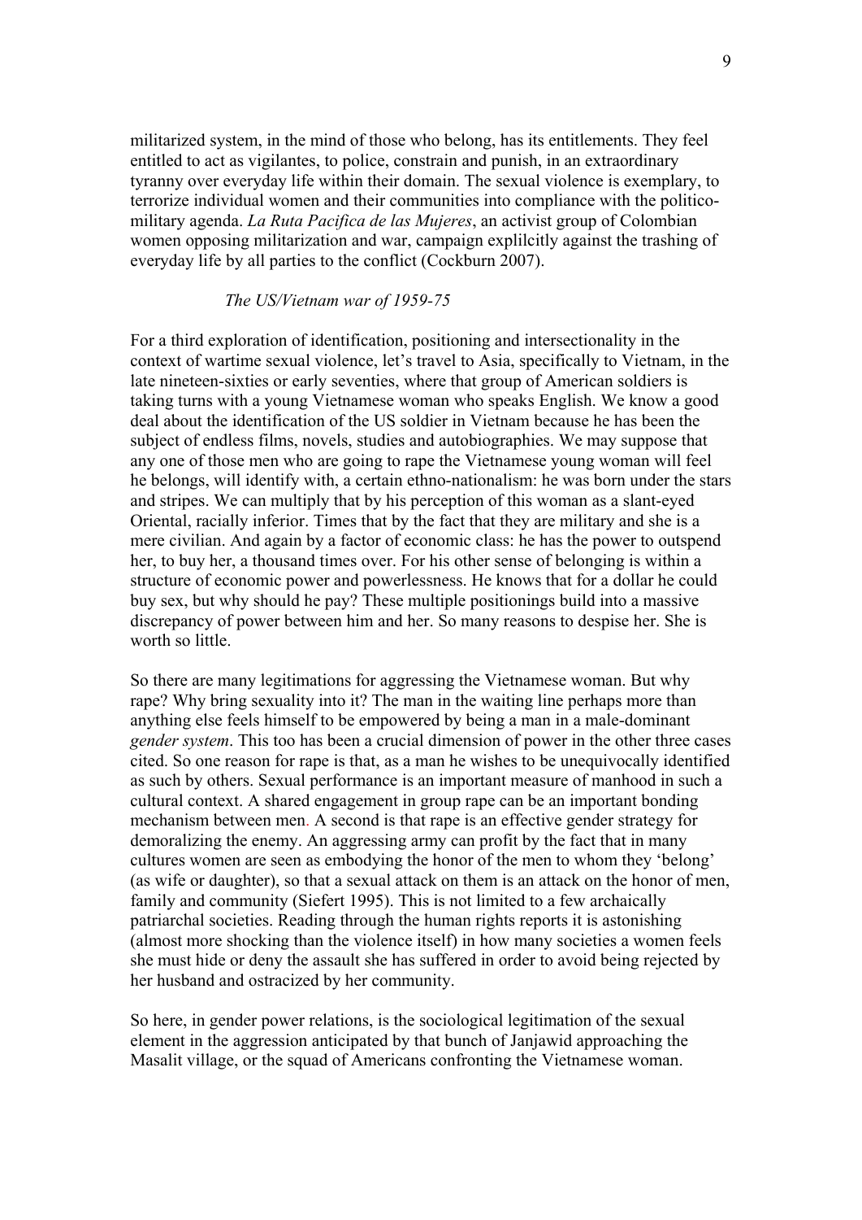militarized system, in the mind of those who belong, has its entitlements. They feel entitled to act as vigilantes, to police, constrain and punish, in an extraordinary tyranny over everyday life within their domain. The sexual violence is exemplary, to terrorize individual women and their communities into compliance with the politico-military agenda. *La Ruta Pacifica de las Mujeres*, an activist group of Colombian women opposing militarization and war, campaign explilcitly against the trashing of everyday life by all parties to the conflict (Cockburn 2007).

*The US/Vietnam war of 1959-75*

For a third exploration of identification, positioning and intersectionality in the context of wartime sexual violence, let's travel to Asia, specifically to Vietnam, in the late nineteen-sixties or early seventies, where that group of American soldiers is taking turns with a young Vietnamese woman who speaks English. We know a good deal about the identification of the US soldier in Vietnam because he has been the subject of endless films, novels, studies and autobiographies. We may suppose that any one of those men who are going to rape the Vietnamese young woman will feel he belongs, will identify with, a certain ethno-nationalism: he was born under the stars and stripes. We can multiply that by his perception of this woman as a slant-eyed Oriental, racially inferior. Times that by the fact that they are military and she is a mere civilian. And again by a factor of economic class: he has the power to outspend her, to buy her, a thousand times over. For his other sense of belonging is within a structure of economic power and powerlessness. He knows that for a dollar he could buy sex, but why should he pay? These multiple positionings build into a massive discrepancy of power between him and her. So many reasons to despise her. She is worth so little.

So there are many legitimations for aggressing the Vietnamese woman. But why rape? Why bring sexuality into it? The man in the waiting line perhaps more than anything else feels himself to be empowered by being a man in a male-dominant *gender system*. This too has been a crucial dimension of power in the other three cases cited. So one reason for rape is that, as a man he wishes to be unequivocally identified as such by others. Sexual performance is an important measure of manhood in such a cultural context. A shared engagement in group rape can be an important bonding mechanism between men. A second is that rape is an effective gender strategy for demoralizing the enemy. An aggressing army can profit by the fact that in many cultures women are seen as embodying the honor of the men to whom they 'belong' (as wife or daughter), so that a sexual attack on them is an attack on the honor of men, family and community (Siefert 1995). This is not limited to a few archaically patriarchal societies. Reading through the human rights reports it is astonishing (almost more shocking than the violence itself) in how many societies a women feels she must hide or deny the assault she has suffered in order to avoid being rejected by her husband and ostracized by her community.

So here, in gender power relations, is the sociological legitimation of the sexual element in the aggression anticipated by that bunch of Janjawid approaching the Masalit village, or the squad of Americans confronting the Vietnamese woman.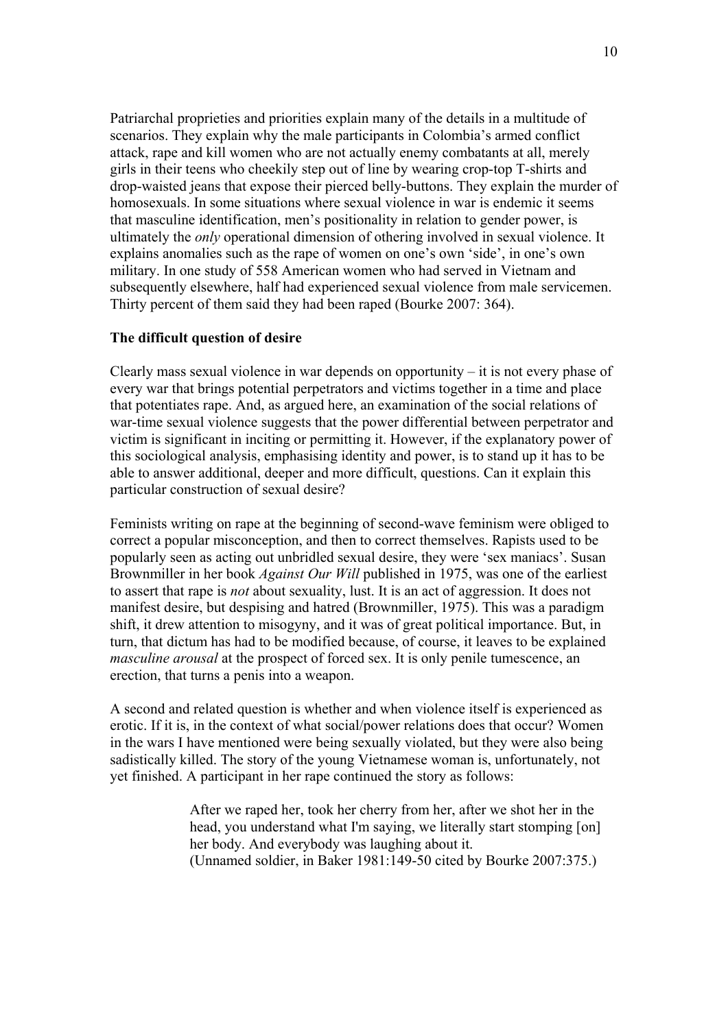Patriarchal proprieties and priorities explain many of the details in a multitude of scenarios. They explain why the male participants in Colombia's armed conflict attack, rape and kill women who are not actually enemy combatants at all, merely girls in their teens who cheekily step out of line by wearing crop-top T-shirts and drop-waisted jeans that expose their pierced belly-buttons. They explain the murder of homosexuals. In some situations where sexual violence in war is endemic it seems that masculine identification, men's positionality in relation to gender power, is ultimately the *only* operational dimension of othering involved in sexual violence. It explains anomalies such as the rape of women on one's own 'side', in one's own military. In one study of 558 American women who had served in Vietnam and subsequently elsewhere, half had experienced sexual violence from male servicemen. Thirty percent of them said they had been raped (Bourke 2007: 364).

**The difficult question of desire**

Clearly mass sexual violence in war depends on opportunity – it is not every phase of every war that brings potential perpetrators and victims together in a time and place that potentiates rape. And, as argued here, an examination of the social relations of war-time sexual violence suggests that the power differential between perpetrator and victim is significant in inciting or permitting it. However, if the explanatory power of this sociological analysis, emphasising identity and power, is to stand up it has to be able to answer additional, deeper and more difficult, questions. Can it explain this particular construction of sexual desire?

Feminists writing on rape at the beginning of second-wave feminism were obliged to correct a popular misconception, and then to correct themselves. Rapists used to be popularly seen as acting out unbridled sexual desire, they were 'sex maniacs'. Susan Brownmiller in her book *Against Our Will* published in 1975, was one of the earliest to assert that rape is *not* about sexuality, lust. It is an act of aggression. It does not manifest desire, but despising and hatred (Brownmiller, 1975). This was a paradigm shift, it drew attention to misogyny, and it was of great political importance. But, in turn, that dictum has had to be modified because, of course, it leaves to be explained *masculine arousal* at the prospect of forced sex. It is only penile tumescence, an erection, that turns a penis into a weapon.

A second and related question is whether and when violence itself is experienced as erotic. If it is, in the context of what social/power relations does that occur? Women in the wars I have mentioned were being sexually violated, but they were also being sadistically killed. The story of the young Vietnamese woman is, unfortunately, not yet finished. A participant in her rape continued the story as follows:

> After we raped her, took her cherry from her, after we shot her in the head, you understand what I'm saying, we literally start stomping [on] her body. And everybody was laughing about it.
> (Unnamed soldier, in Baker 1981:149-50 cited by Bourke 2007:375.)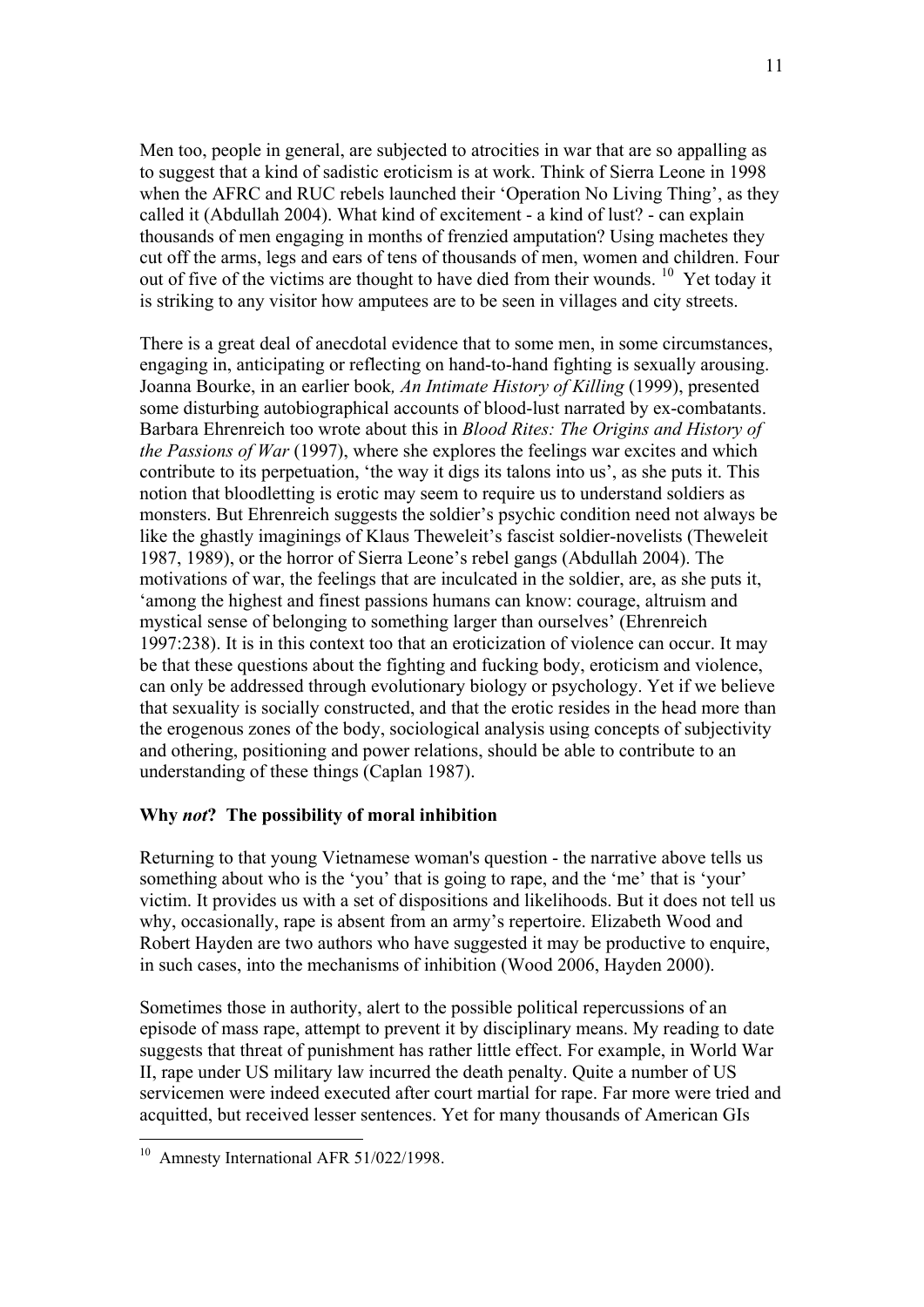Men too, people in general, are subjected to atrocities in war that are so appalling as to suggest that a kind of sadistic eroticism is at work. Think of Sierra Leone in 1998 when the AFRC and RUC rebels launched their 'Operation No Living Thing', as they called it (Abdullah 2004). What kind of excitement - a kind of lust? - can explain thousands of men engaging in months of frenzied amputation? Using machetes they cut off the arms, legs and ears of tens of thousands of men, women and children. Four out of five of the victims are thought to have died from their wounds. [10] Yet today it is striking to any visitor how amputees are to be seen in villages and city streets.

There is a great deal of anecdotal evidence that to some men, in some circumstances, engaging in, anticipating or reflecting on hand-to-hand fighting is sexually arousing. Joanna Bourke, in an earlier book*, An Intimate History of Killing* (1999), presented some disturbing autobiographical accounts of blood-lust narrated by ex-combatants. Barbara Ehrenreich too wrote about this in *Blood Rites: The Origins and History of the Passions of War* (1997), where she explores the feelings war excites and which contribute to its perpetuation, 'the way it digs its talons into us', as she puts it. This notion that bloodletting is erotic may seem to require us to understand soldiers as monsters. But Ehrenreich suggests the soldier's psychic condition need not always be like the ghastly imaginings of Klaus Theweleit's fascist soldier-novelists (Theweleit 1987, 1989), or the horror of Sierra Leone's rebel gangs (Abdullah 2004). The motivations of war, the feelings that are inculcated in the soldier, are, as she puts it, 'among the highest and finest passions humans can know: courage, altruism and mystical sense of belonging to something larger than ourselves' (Ehrenreich 1997:238). It is in this context too that an eroticization of violence can occur. It may be that these questions about the fighting and fucking body, eroticism and violence, can only be addressed through evolutionary biology or psychology. Yet if we believe that sexuality is socially constructed, and that the erotic resides in the head more than the erogenous zones of the body, sociological analysis using concepts of subjectivity and othering, positioning and power relations, should be able to contribute to an understanding of these things (Caplan 1987).

### Why *not*? The possibility of moral inhibition

Returning to that young Vietnamese woman's question - the narrative above tells us something about who is the 'you' that is going to rape, and the 'me' that is 'your' victim. It provides us with a set of dispositions and likelihoods. But it does not tell us why, occasionally, rape is absent from an army's repertoire. Elizabeth Wood and Robert Hayden are two authors who have suggested it may be productive to enquire, in such cases, into the mechanisms of inhibition (Wood 2006, Hayden 2000).

Sometimes those in authority, alert to the possible political repercussions of an episode of mass rape, attempt to prevent it by disciplinary means. My reading to date suggests that threat of punishment has rather little effect. For example, in World War II, rape under US military law incurred the death penalty. Quite a number of US servicemen were indeed executed after court martial for rape. Far more were tried and acquitted, but received lesser sentences. Yet for many thousands of American GIs

---

[10] Amnesty International AFR 51/022/1998.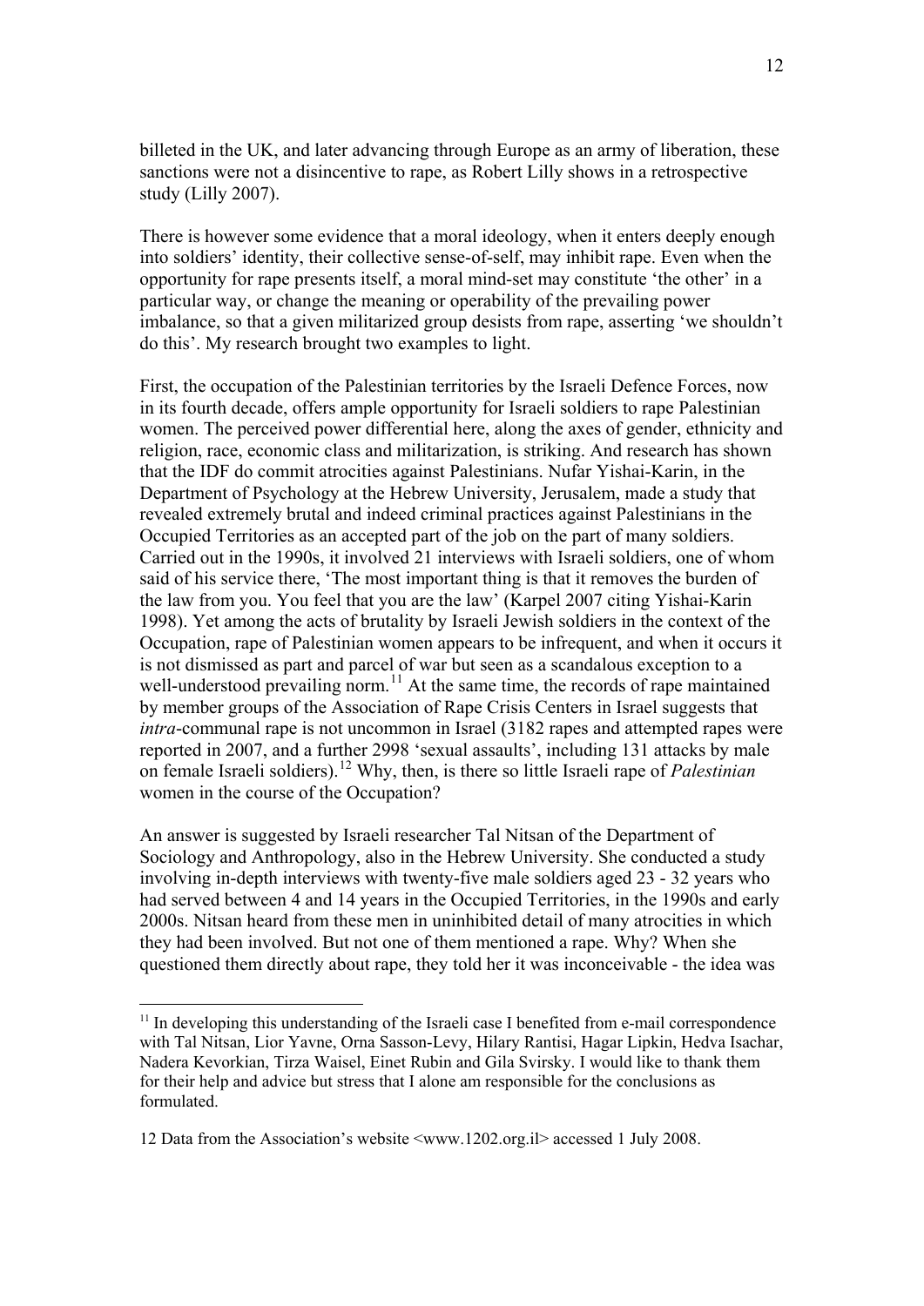billeted in the UK, and later advancing through Europe as an army of liberation, these sanctions were not a disincentive to rape, as Robert Lilly shows in a retrospective study (Lilly 2007).

There is however some evidence that a moral ideology, when it enters deeply enough into soldiers' identity, their collective sense-of-self, may inhibit rape. Even when the opportunity for rape presents itself, a moral mind-set may constitute 'the other' in a particular way, or change the meaning or operability of the prevailing power imbalance, so that a given militarized group desists from rape, asserting 'we shouldn't do this'. My research brought two examples to light.

First, the occupation of the Palestinian territories by the Israeli Defence Forces, now in its fourth decade, offers ample opportunity for Israeli soldiers to rape Palestinian women. The perceived power differential here, along the axes of gender, ethnicity and religion, race, economic class and militarization, is striking. And research has shown that the IDF do commit atrocities against Palestinians. Nufar Yishai-Karin, in the Department of Psychology at the Hebrew University, Jerusalem, made a study that revealed extremely brutal and indeed criminal practices against Palestinians in the Occupied Territories as an accepted part of the job on the part of many soldiers. Carried out in the 1990s, it involved 21 interviews with Israeli soldiers, one of whom said of his service there, 'The most important thing is that it removes the burden of the law from you. You feel that you are the law' (Karpel 2007 citing Yishai-Karin 1998). Yet among the acts of brutality by Israeli Jewish soldiers in the context of the Occupation, rape of Palestinian women appears to be infrequent, and when it occurs it is not dismissed as part and parcel of war but seen as a scandalous exception to a well-understood prevailing norm.[11] At the same time, the records of rape maintained by member groups of the Association of Rape Crisis Centers in Israel suggests that *intra*-communal rape is not uncommon in Israel (3182 rapes and attempted rapes were reported in 2007, and a further 2998 'sexual assaults', including 131 attacks by male on female Israeli soldiers).[12] Why, then, is there so little Israeli rape of *Palestinian* women in the course of the Occupation?

An answer is suggested by Israeli researcher Tal Nitsan of the Department of Sociology and Anthropology, also in the Hebrew University. She conducted a study involving in-depth interviews with twenty-five male soldiers aged 23 - 32 years who had served between 4 and 14 years in the Occupied Territories, in the 1990s and early 2000s. Nitsan heard from these men in uninhibited detail of many atrocities in which they had been involved. But not one of them mentioned a rape. Why? When she questioned them directly about rape, they told her it was inconceivable - the idea was

[11] In developing this understanding of the Israeli case I benefited from e-mail correspondence with Tal Nitsan, Lior Yavne, Orna Sasson-Levy, Hilary Rantisi, Hagar Lipkin, Hedva Isachar, Nadera Kevorkian, Tirza Waisel, Einet Rubin and Gila Svirsky. I would like to thank them for their help and advice but stress that I alone am responsible for the conclusions as formulated.

12 Data from the Association's website <www.1202.org.il> accessed 1 July 2008.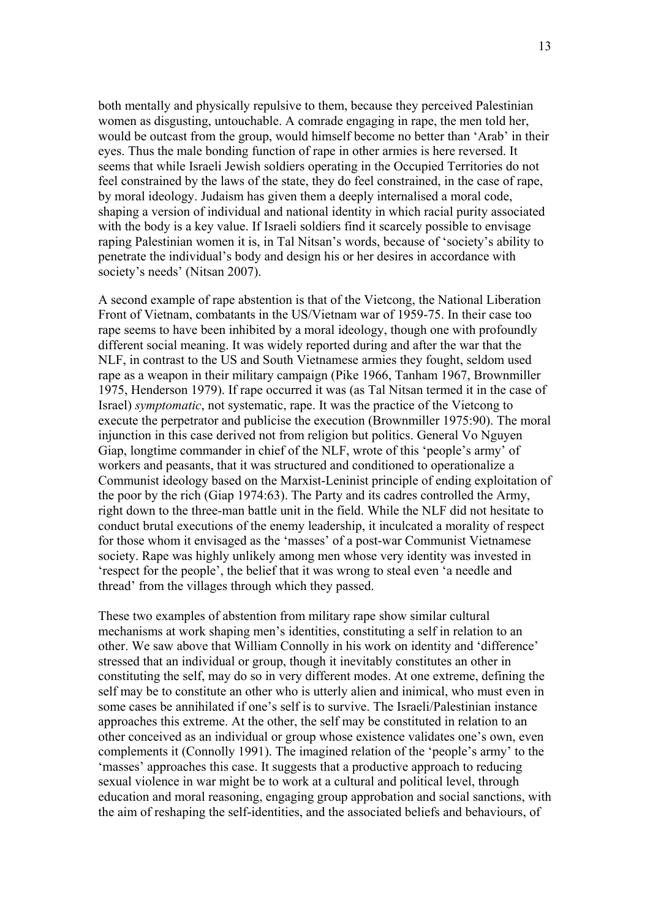both mentally and physically repulsive to them, because they perceived Palestinian women as disgusting, untouchable. A comrade engaging in rape, the men told her, would be outcast from the group, would himself become no better than 'Arab' in their eyes. Thus the male bonding function of rape in other armies is here reversed. It seems that while Israeli Jewish soldiers operating in the Occupied Territories do not feel constrained by the laws of the state, they do feel constrained, in the case of rape, by moral ideology. Judaism has given them a deeply internalised a moral code, shaping a version of individual and national identity in which racial purity associated with the body is a key value. If Israeli soldiers find it scarcely possible to envisage raping Palestinian women it is, in Tal Nitsan's words, because of 'society's ability to penetrate the individual's body and design his or her desires in accordance with society's needs' (Nitsan 2007).

A second example of rape abstention is that of the Vietcong, the National Liberation Front of Vietnam, combatants in the US/Vietnam war of 1959-75. In their case too rape seems to have been inhibited by a moral ideology, though one with profoundly different social meaning. It was widely reported during and after the war that the NLF, in contrast to the US and South Vietnamese armies they fought, seldom used rape as a weapon in their military campaign (Pike 1966, Tanham 1967, Brownmiller 1975, Henderson 1979). If rape occurred it was (as Tal Nitsan termed it in the case of Israel) *symptomatic*, not systematic, rape. It was the practice of the Vietcong to execute the perpetrator and publicise the execution (Brownmiller 1975:90). The moral injunction in this case derived not from religion but politics. General Vo Nguyen Giap, longtime commander in chief of the NLF, wrote of this 'people's army' of workers and peasants, that it was structured and conditioned to operationalize a Communist ideology based on the Marxist-Leninist principle of ending exploitation of the poor by the rich (Giap 1974:63). The Party and its cadres controlled the Army, right down to the three-man battle unit in the field. While the NLF did not hesitate to conduct brutal executions of the enemy leadership, it inculcated a morality of respect for those whom it envisaged as the 'masses' of a post-war Communist Vietnamese society. Rape was highly unlikely among men whose very identity was invested in 'respect for the people', the belief that it was wrong to steal even 'a needle and thread' from the villages through which they passed.

These two examples of abstention from military rape show similar cultural mechanisms at work shaping men's identities, constituting a self in relation to an other. We saw above that William Connolly in his work on identity and 'difference' stressed that an individual or group, though it inevitably constitutes an other in constituting the self, may do so in very different modes. At one extreme, defining the self may be to constitute an other who is utterly alien and inimical, who must even in some cases be annihilated if one's self is to survive. The Israeli/Palestinian instance approaches this extreme. At the other, the self may be constituted in relation to an other conceived as an individual or group whose existence validates one's own, even complements it (Connolly 1991). The imagined relation of the 'people's army' to the 'masses' approaches this case. It suggests that a productive approach to reducing sexual violence in war might be to work at a cultural and political level, through education and moral reasoning, engaging group approbation and social sanctions, with the aim of reshaping the self-identities, and the associated beliefs and behaviours, of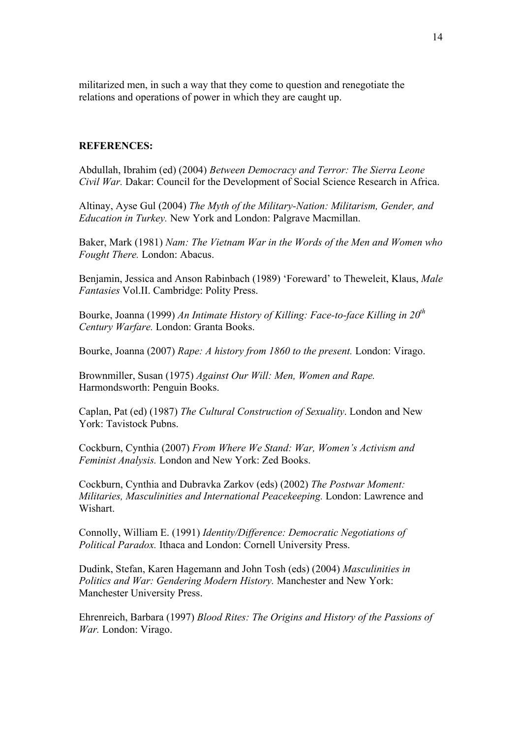militarized men, in such a way that they come to question and renegotiate the relations and operations of power in which they are caught up.

**REFERENCES:**

Abdullah, Ibrahim (ed) (2004) *Between Democracy and Terror: The Sierra Leone Civil War.* Dakar: Council for the Development of Social Science Research in Africa.

Altinay, Ayse Gul (2004) *The Myth of the Military-Nation: Militarism, Gender, and Education in Turkey.* New York and London: Palgrave Macmillan.

Baker, Mark (1981) *Nam: The Vietnam War in the Words of the Men and Women who Fought There.* London: Abacus.

Benjamin, Jessica and Anson Rabinbach (1989) 'Foreward' to Theweleit, Klaus, *Male Fantasies* Vol.II. Cambridge: Polity Press.

Bourke, Joanna (1999) *An Intimate History of Killing: Face-to-face Killing in 20th Century Warfare.* London: Granta Books.

Bourke, Joanna (2007) *Rape: A history from 1860 to the present.* London: Virago.

Brownmiller, Susan (1975) *Against Our Will: Men, Women and Rape.* Harmondsworth: Penguin Books.

Caplan, Pat (ed) (1987) *The Cultural Construction of Sexuality*. London and New York: Tavistock Pubns.

Cockburn, Cynthia (2007) *From Where We Stand: War, Women's Activism and Feminist Analysis.* London and New York: Zed Books.

Cockburn, Cynthia and Dubravka Zarkov (eds) (2002) *The Postwar Moment: Militaries, Masculinities and International Peacekeeping.* London: Lawrence and Wishart.

Connolly, William E. (1991) *Identity/Difference: Democratic Negotiations of Political Paradox.* Ithaca and London: Cornell University Press.

Dudink, Stefan, Karen Hagemann and John Tosh (eds) (2004) *Masculinities in Politics and War: Gendering Modern History.* Manchester and New York: Manchester University Press.

Ehrenreich, Barbara (1997) *Blood Rites: The Origins and History of the Passions of War.* London: Virago.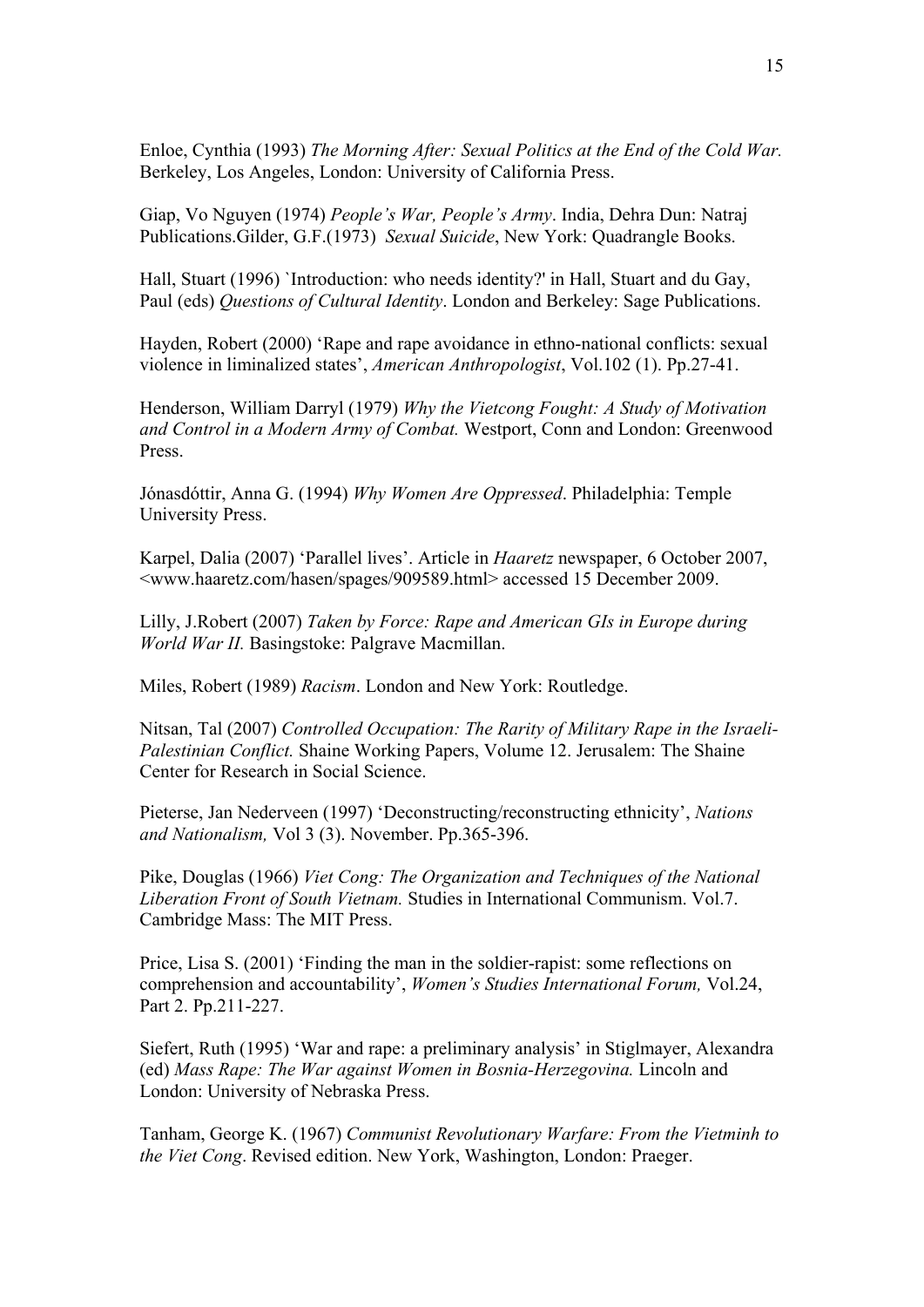Enloe, Cynthia (1993) *The Morning After: Sexual Politics at the End of the Cold War.* Berkeley, Los Angeles, London: University of California Press.

Giap, Vo Nguyen (1974) *People's War, People's Army*. India, Dehra Dun: Natraj Publications.Gilder, G.F.(1973) *Sexual Suicide*, New York: Quadrangle Books.

Hall, Stuart (1996) `Introduction: who needs identity?' in Hall, Stuart and du Gay, Paul (eds) *Questions of Cultural Identity*. London and Berkeley: Sage Publications.

Hayden, Robert (2000) 'Rape and rape avoidance in ethno-national conflicts: sexual violence in liminalized states', *American Anthropologist*, Vol.102 (1). Pp.27-41.

Henderson, William Darryl (1979) *Why the Vietcong Fought: A Study of Motivation and Control in a Modern Army of Combat.* Westport, Conn and London: Greenwood Press.

Jónasdóttir, Anna G. (1994) *Why Women Are Oppressed*. Philadelphia: Temple University Press.

Karpel, Dalia (2007) 'Parallel lives'. Article in *Haaretz* newspaper, 6 October 2007, <www.haaretz.com/hasen/spages/909589.html> accessed 15 December 2009.

Lilly, J.Robert (2007) *Taken by Force: Rape and American GIs in Europe during World War II.* Basingstoke: Palgrave Macmillan.

Miles, Robert (1989) *Racism*. London and New York: Routledge.

Nitsan, Tal (2007) *Controlled Occupation: The Rarity of Military Rape in the Israeli-Palestinian Conflict.* Shaine Working Papers, Volume 12. Jerusalem: The Shaine Center for Research in Social Science.

Pieterse, Jan Nederveen (1997) 'Deconstructing/reconstructing ethnicity', *Nations and Nationalism,* Vol 3 (3). November. Pp.365-396.

Pike, Douglas (1966) *Viet Cong: The Organization and Techniques of the National Liberation Front of South Vietnam.* Studies in International Communism. Vol.7. Cambridge Mass: The MIT Press.

Price, Lisa S. (2001) 'Finding the man in the soldier-rapist: some reflections on comprehension and accountability', *Women's Studies International Forum,* Vol.24, Part 2. Pp.211-227.

Siefert, Ruth (1995) 'War and rape: a preliminary analysis' in Stiglmayer, Alexandra (ed) *Mass Rape: The War against Women in Bosnia-Herzegovina.* Lincoln and London: University of Nebraska Press.

Tanham, George K. (1967) *Communist Revolutionary Warfare: From the Vietminh to the Viet Cong*. Revised edition. New York, Washington, London: Praeger.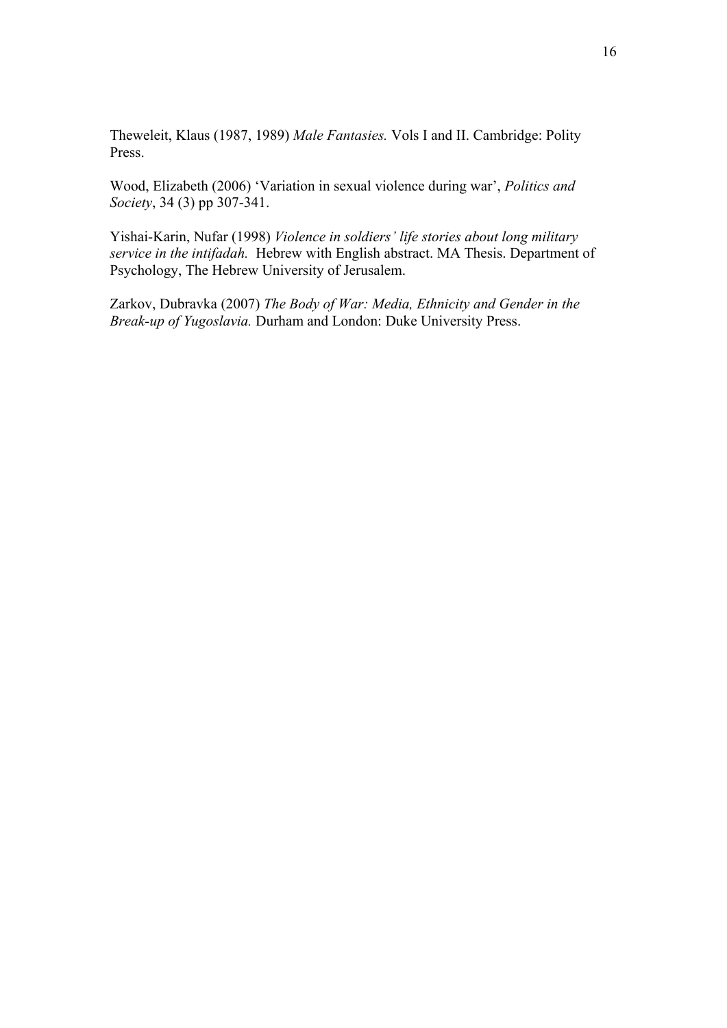Theweleit, Klaus (1987, 1989) *Male Fantasies.* Vols I and II. Cambridge: Polity Press.

Wood, Elizabeth (2006) 'Variation in sexual violence during war', *Politics and Society*, 34 (3) pp 307-341.

Yishai-Karin, Nufar (1998) *Violence in soldiers' life stories about long military service in the intifadah.* Hebrew with English abstract. MA Thesis. Department of Psychology, The Hebrew University of Jerusalem.

Zarkov, Dubravka (2007) *The Body of War: Media, Ethnicity and Gender in the Break-up of Yugoslavia.* Durham and London: Duke University Press.